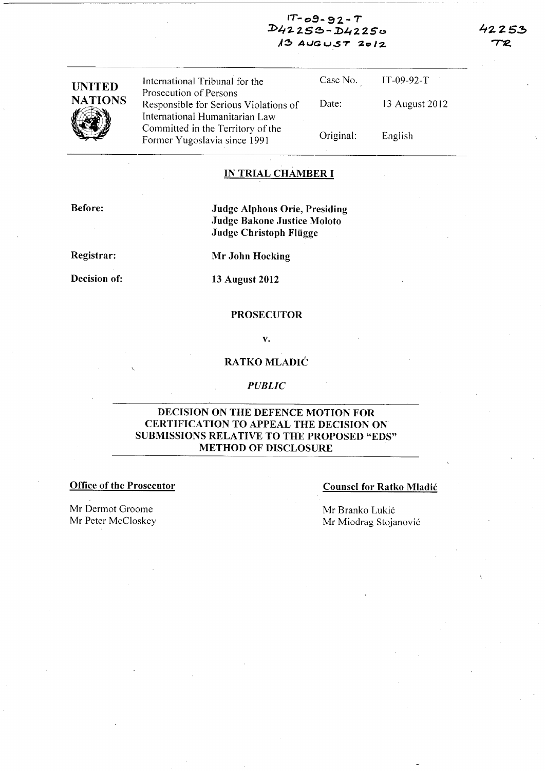IT-09-92-T
D42253-D42250
13 AUGUST 2012

42253
TR

| UNITED NATIONS | International Tribunal for the Prosecution of Persons Responsible for Serious Violations of International Humanitarian Law Committed in the Territory of the Former Yugoslavia since 1991 | Case No. | IT-09-92-T |
|---|---|---|---|
| | | Date: | 13 August 2012 |
| | | Original: | English |

## IN TRIAL CHAMBER I

**Before:**

**Judge Alphons Orie, Presiding**
**Judge Bakone Justice Moloto**
**Judge Christoph Flügge**

**Registrar:** **Mr John Hocking**

**Decision of:** **13 August 2012**

**PROSECUTOR**

**v.**

**RATKO MLADIĆ**

*PUBLIC*

**DECISION ON THE DEFENCE MOTION FOR CERTIFICATION TO APPEAL THE DECISION ON SUBMISSIONS RELATIVE TO THE PROPOSED "EDS" METHOD OF DISCLOSURE**

**Office of the Prosecutor**

Mr Dermot Groome
Mr Peter McCloskey

**Counsel for Ratko Mladić**

Mr Branko Lukić
Mr Miodrag Stojanović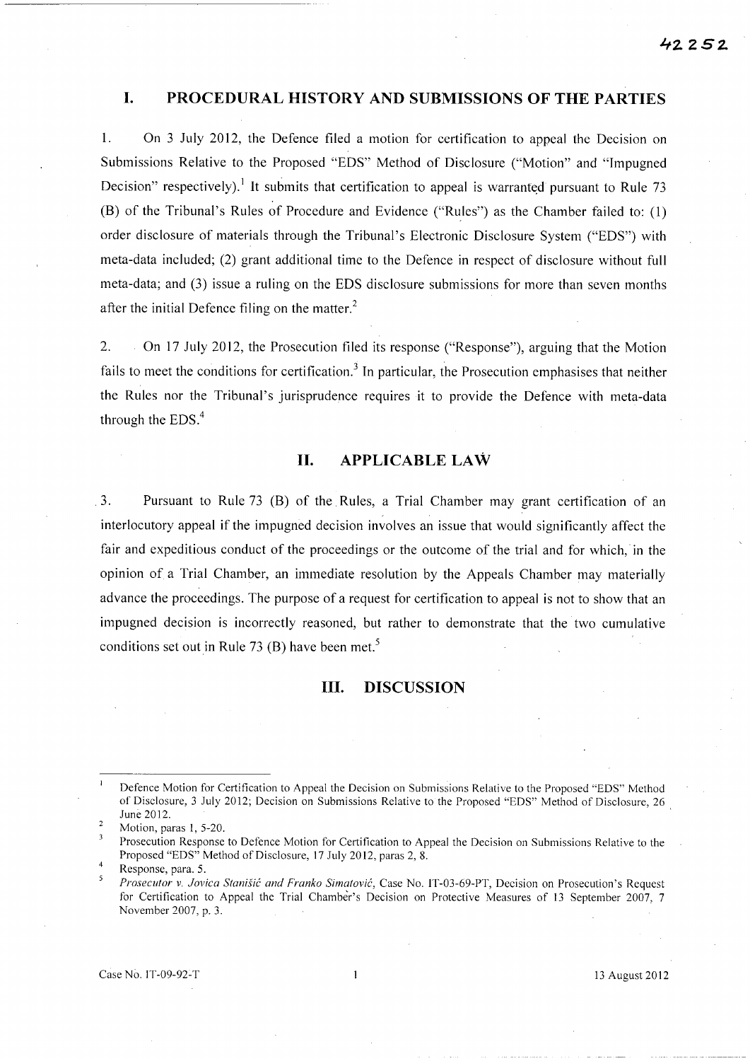## I. PROCEDURAL HISTORY AND SUBMISSIONS OF THE PARTIES

1. On 3 July 2012, the Defence filed a motion for certification to appeal the Decision on Submissions Relative to the Proposed "EDS" Method of Disclosure ("Motion" and "Impugned Decision" respectively).[1] It submits that certification to appeal is warranted pursuant to Rule 73 (B) of the Tribunal's Rules of Procedure and Evidence ("Rules") as the Chamber failed to: (1) order disclosure of materials through the Tribunal's Electronic Disclosure System ("EDS") with meta-data included; (2) grant additional time to the Defence in respect of disclosure without full meta-data; and (3) issue a ruling on the EDS disclosure submissions for more than seven months after the initial Defence filing on the matter.[2]

2. On 17 July 2012, the Prosecution filed its response ("Response"), arguing that the Motion fails to meet the conditions for certification.[3] In particular, the Prosecution emphasises that neither the Rules nor the Tribunal's jurisprudence requires it to provide the Defence with meta-data through the EDS.[4]

## II. APPLICABLE LAW

3. Pursuant to Rule 73 (B) of the Rules, a Trial Chamber may grant certification of an interlocutory appeal if the impugned decision involves an issue that would significantly affect the fair and expeditious conduct of the proceedings or the outcome of the trial and for which, in the opinion of a Trial Chamber, an immediate resolution by the Appeals Chamber may materially advance the proceedings. The purpose of a request for certification to appeal is not to show that an impugned decision is incorrectly reasoned, but rather to demonstrate that the two cumulative conditions set out in Rule 73 (B) have been met.[5]

## III. DISCUSSION

---

[1] Defence Motion for Certification to Appeal the Decision on Submissions Relative to the Proposed "EDS" Method of Disclosure, 3 July 2012; Decision on Submissions Relative to the Proposed "EDS" Method of Disclosure, 26 June 2012.

[2] Motion, paras 1, 5-20.

[3] Prosecution Response to Defence Motion for Certification to Appeal the Decision on Submissions Relative to the Proposed "EDS" Method of Disclosure, 17 July 2012, paras 2, 8.

[4] Response, para. 5.

[5] *Prosecutor v. Jovica Stanišić and Franko Simatović*, Case No. IT-03-69-PT, Decision on Prosecution's Request for Certification to Appeal the Trial Chamber's Decision on Protective Measures of 13 September 2007, 7 November 2007, p. 3.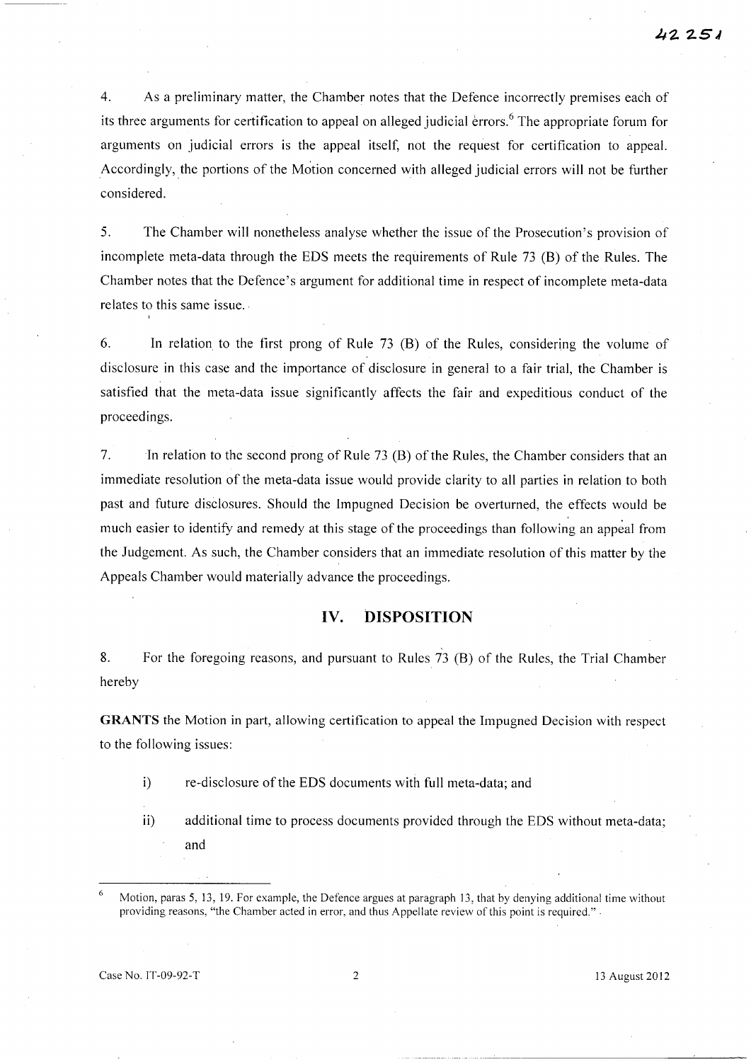4. As a preliminary matter, the Chamber notes that the Defence incorrectly premises each of its three arguments for certification to appeal on alleged judicial errors.[6] The appropriate forum for arguments on judicial errors is the appeal itself, not the request for certification to appeal. Accordingly, the portions of the Motion concerned with alleged judicial errors will not be further considered.

5. The Chamber will nonetheless analyse whether the issue of the Prosecution's provision of incomplete meta-data through the EDS meets the requirements of Rule 73 (B) of the Rules. The Chamber notes that the Defence's argument for additional time in respect of incomplete meta-data relates to this same issue.

6. In relation to the first prong of Rule 73 (B) of the Rules, considering the volume of disclosure in this case and the importance of disclosure in general to a fair trial, the Chamber is satisfied that the meta-data issue significantly affects the fair and expeditious conduct of the proceedings.

7. In relation to the second prong of Rule 73 (B) of the Rules, the Chamber considers that an immediate resolution of the meta-data issue would provide clarity to all parties in relation to both past and future disclosures. Should the Impugned Decision be overturned, the effects would be much easier to identify and remedy at this stage of the proceedings than following an appeal from the Judgement. As such, the Chamber considers that an immediate resolution of this matter by the Appeals Chamber would materially advance the proceedings.

## IV. DISPOSITION

8. For the foregoing reasons, and pursuant to Rules 73 (B) of the Rules, the Trial Chamber hereby

**GRANTS** the Motion in part, allowing certification to appeal the Impugned Decision with respect to the following issues:

i) re-disclosure of the EDS documents with full meta-data; and

ii) additional time to process documents provided through the EDS without meta-data; and

---

[6] Motion, paras 5, 13, 19. For example, the Defence argues at paragraph 13, that by denying additional time without providing reasons, "the Chamber acted in error, and thus Appellate review of this point is required."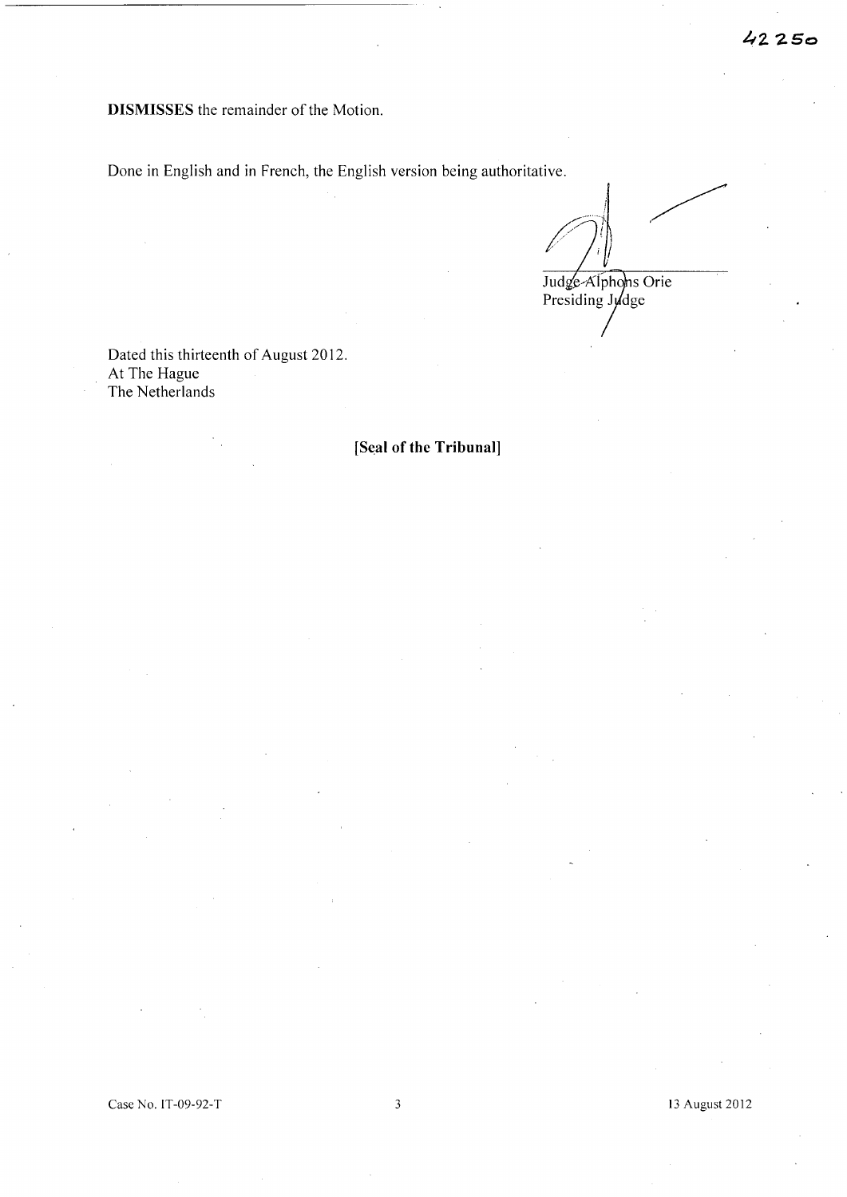**DISMISSES** the remainder of the Motion.

Done in English and in French, the English version being authoritative.

Judge Alphons Orie
Presiding Judge

Dated this thirteenth of August 2012.
At The Hague
The Netherlands

**[Seal of the Tribunal]**